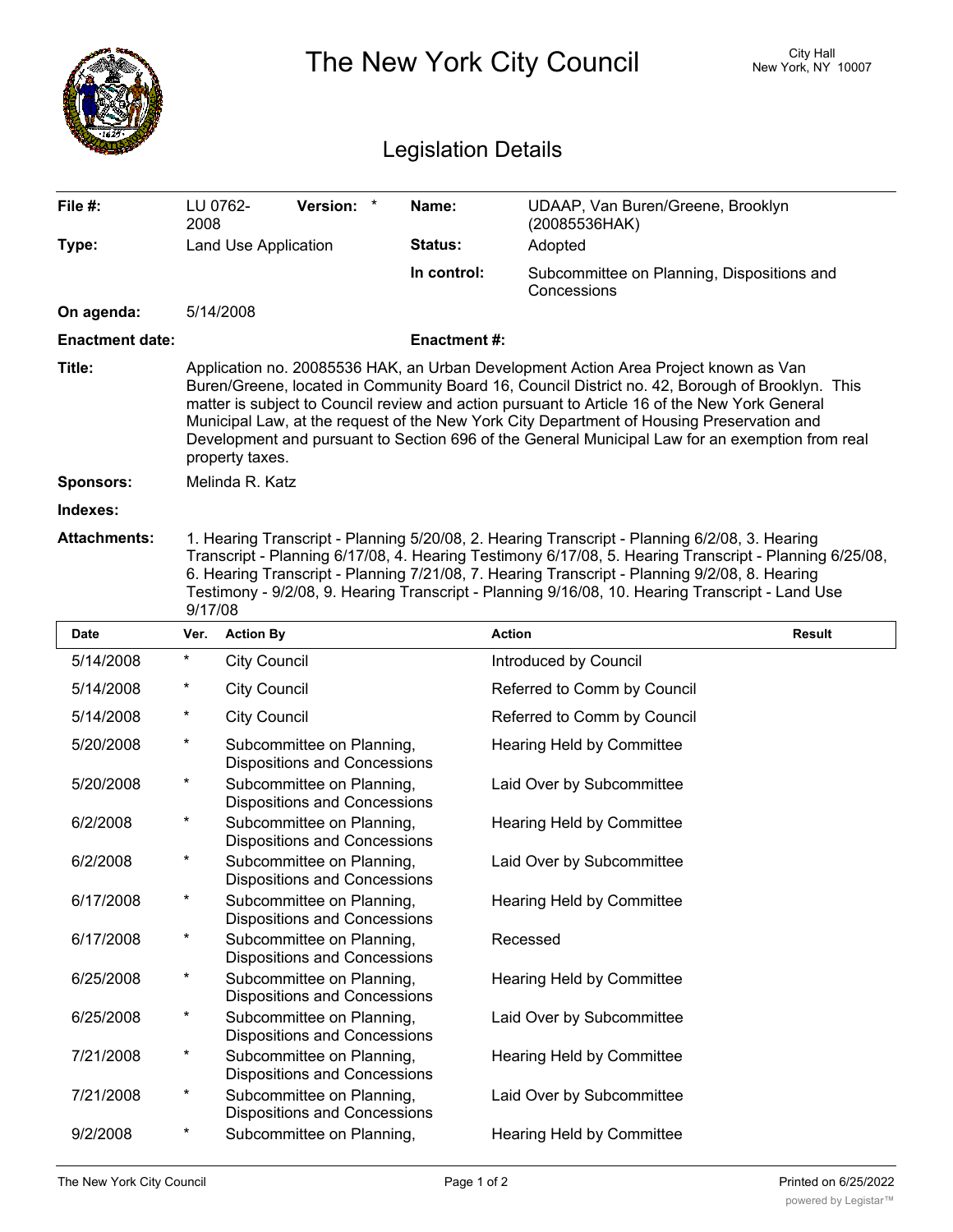# The New York City Council

City Hall
New York, NY 10007

## Legislation Details

| | | | |
|---|---|---|---|
| **File #:** | LU 0762-2008 **Version:** * | **Name:** | UDAAP, Van Buren/Greene, Brooklyn (20085536HAK) |
| **Type:** | Land Use Application | **Status:** | Adopted |
| | | **In control:** | Subcommittee on Planning, Dispositions and Concessions |
| **On agenda:** | 5/14/2008 | | |
| **Enactment date:** | | **Enactment #:** | |

**Title:** Application no. 20085536 HAK, an Urban Development Action Area Project known as Van Buren/Greene, located in Community Board 16, Council District no. 42, Borough of Brooklyn. This matter is subject to Council review and action pursuant to Article 16 of the New York General Municipal Law, at the request of the New York City Department of Housing Preservation and Development and pursuant to Section 696 of the General Municipal Law for an exemption from real property taxes.

**Sponsors:** Melinda R. Katz

**Indexes:**

**Attachments:** 1. Hearing Transcript - Planning 5/20/08, 2. Hearing Transcript - Planning 6/2/08, 3. Hearing Transcript - Planning 6/17/08, 4. Hearing Testimony 6/17/08, 5. Hearing Transcript - Planning 6/25/08, 6. Hearing Transcript - Planning 7/21/08, 7. Hearing Transcript - Planning 9/2/08, 8. Hearing Testimony - 9/2/08, 9. Hearing Transcript - Planning 9/16/08, 10. Hearing Transcript - Land Use 9/17/08

| Date | Ver. | Action By | Action | Result |
|---|---|---|---|---|
| 5/14/2008 | * | City Council | Introduced by Council | |
| 5/14/2008 | * | City Council | Referred to Comm by Council | |
| 5/14/2008 | * | City Council | Referred to Comm by Council | |
| 5/20/2008 | * | Subcommittee on Planning, Dispositions and Concessions | Hearing Held by Committee | |
| 5/20/2008 | * | Subcommittee on Planning, Dispositions and Concessions | Laid Over by Subcommittee | |
| 6/2/2008 | * | Subcommittee on Planning, Dispositions and Concessions | Hearing Held by Committee | |
| 6/2/2008 | * | Subcommittee on Planning, Dispositions and Concessions | Laid Over by Subcommittee | |
| 6/17/2008 | * | Subcommittee on Planning, Dispositions and Concessions | Hearing Held by Committee | |
| 6/17/2008 | * | Subcommittee on Planning, Dispositions and Concessions | Recessed | |
| 6/25/2008 | * | Subcommittee on Planning, Dispositions and Concessions | Hearing Held by Committee | |
| 6/25/2008 | * | Subcommittee on Planning, Dispositions and Concessions | Laid Over by Subcommittee | |
| 7/21/2008 | * | Subcommittee on Planning, Dispositions and Concessions | Hearing Held by Committee | |
| 7/21/2008 | * | Subcommittee on Planning, Dispositions and Concessions | Laid Over by Subcommittee | |
| 9/2/2008 | * | Subcommittee on Planning, | Hearing Held by Committee | |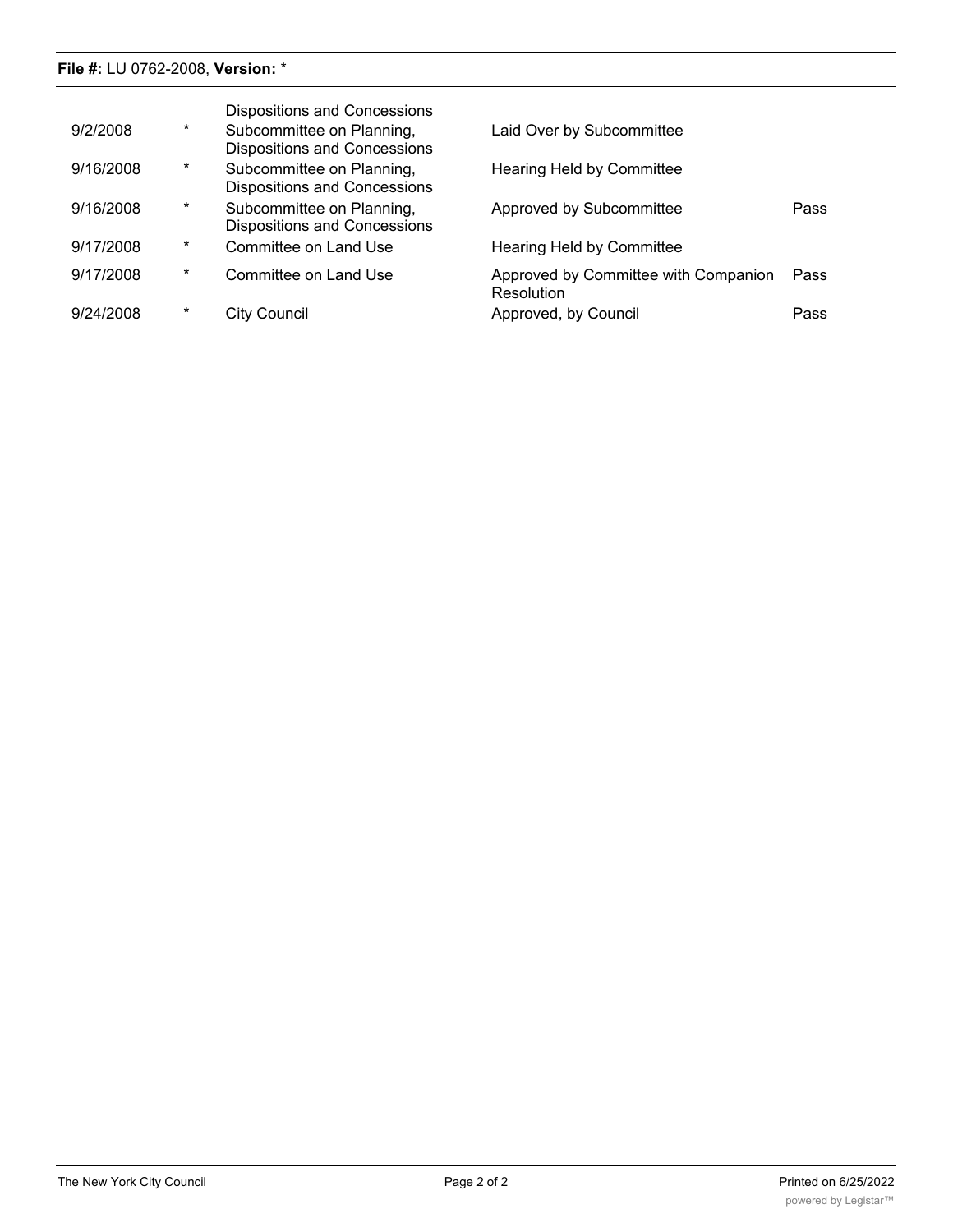**File #:** LU 0762-2008, **Version:** *

| | | | | |
|---|---|---|---|---|
| | | Dispositions and Concessions | | |
| 9/2/2008 | * | Subcommittee on Planning, Dispositions and Concessions | Laid Over by Subcommittee | |
| 9/16/2008 | * | Subcommittee on Planning, Dispositions and Concessions | Hearing Held by Committee | |
| 9/16/2008 | * | Subcommittee on Planning, Dispositions and Concessions | Approved by Subcommittee | Pass |
| 9/17/2008 | * | Committee on Land Use | Hearing Held by Committee | |
| 9/17/2008 | * | Committee on Land Use | Approved by Committee with Companion Resolution | Pass |
| 9/24/2008 | * | City Council | Approved, by Council | Pass |